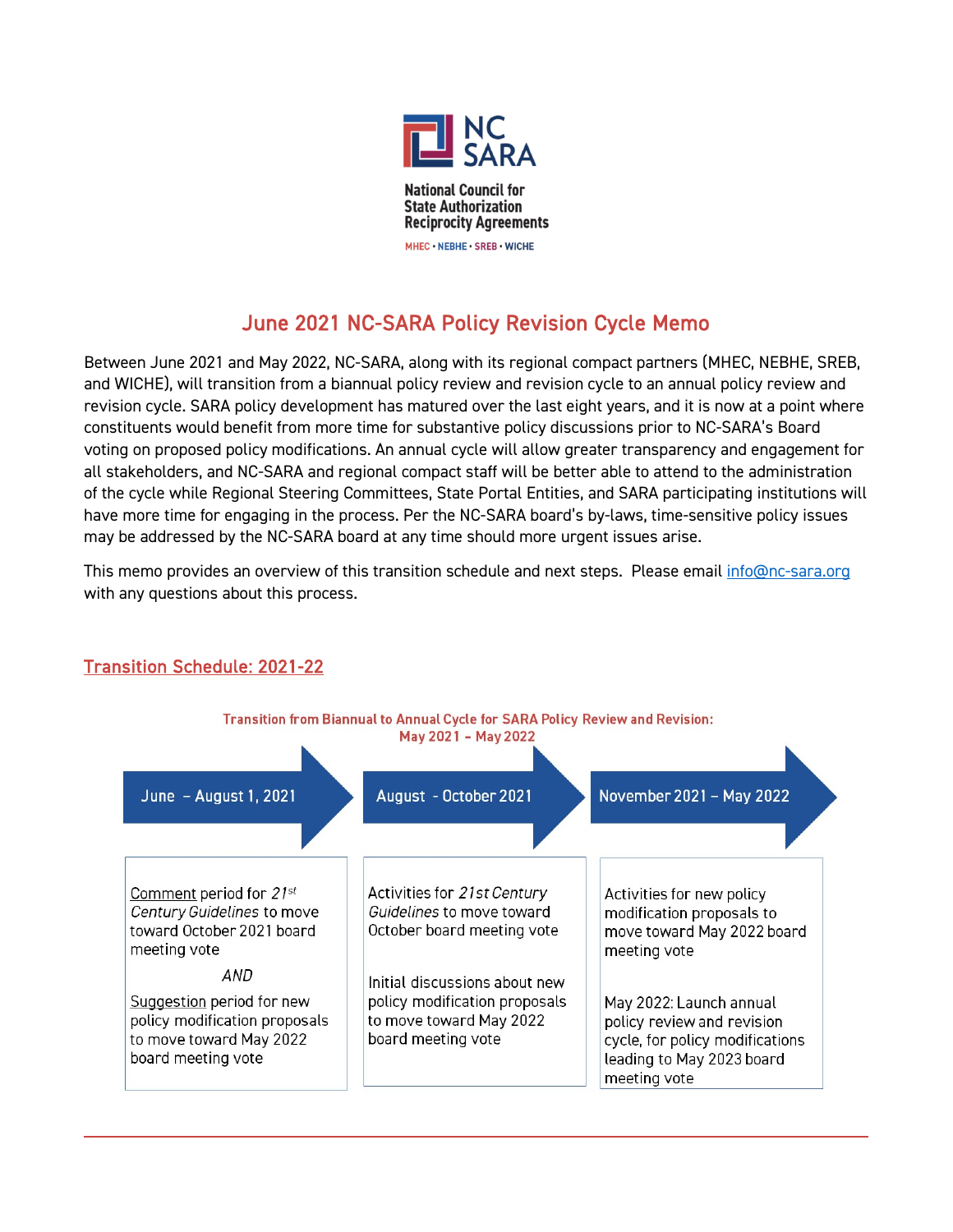NC SARA

National Council for State Authorization Reciprocity Agreements

MHEC • NEBHE • SREB • WICHE

# June 2021 NC-SARA Policy Revision Cycle Memo

Between June 2021 and May 2022, NC-SARA, along with its regional compact partners (MHEC, NEBHE, SREB, and WICHE), will transition from a biannual policy review and revision cycle to an annual policy review and revision cycle. SARA policy development has matured over the last eight years, and it is now at a point where constituents would benefit from more time for substantive policy discussions prior to NC-SARA's Board voting on proposed policy modifications. An annual cycle will allow greater transparency and engagement for all stakeholders, and NC-SARA and regional compact staff will be better able to attend to the administration of the cycle while Regional Steering Committees, State Portal Entities, and SARA participating institutions will have more time for engaging in the process. Per the NC-SARA board's by-laws, time-sensitive policy issues may be addressed by the NC-SARA board at any time should more urgent issues arise.

This memo provides an overview of this transition schedule and next steps. Please email info@nc-sara.org with any questions about this process.

## Transition Schedule: 2021-22

**Transition from Biannual to Annual Cycle for SARA Policy Review and Revision: May 2021 – May 2022**

| June – August 1, 2021 | August - October 2021 | November 2021 – May 2022 |
|---|---|---|
| Comment period for *21st Century Guidelines* to move toward October 2021 board meeting vote<br><br>*AND*<br><br>Suggestion period for new policy modification proposals to move toward May 2022 board meeting vote | Activities for *21st Century Guidelines* to move toward October board meeting vote<br><br>Initial discussions about new policy modification proposals to move toward May 2022 board meeting vote | Activities for new policy modification proposals to move toward May 2022 board meeting vote<br><br>May 2022: Launch annual policy review and revision cycle, for policy modifications leading to May 2023 board meeting vote |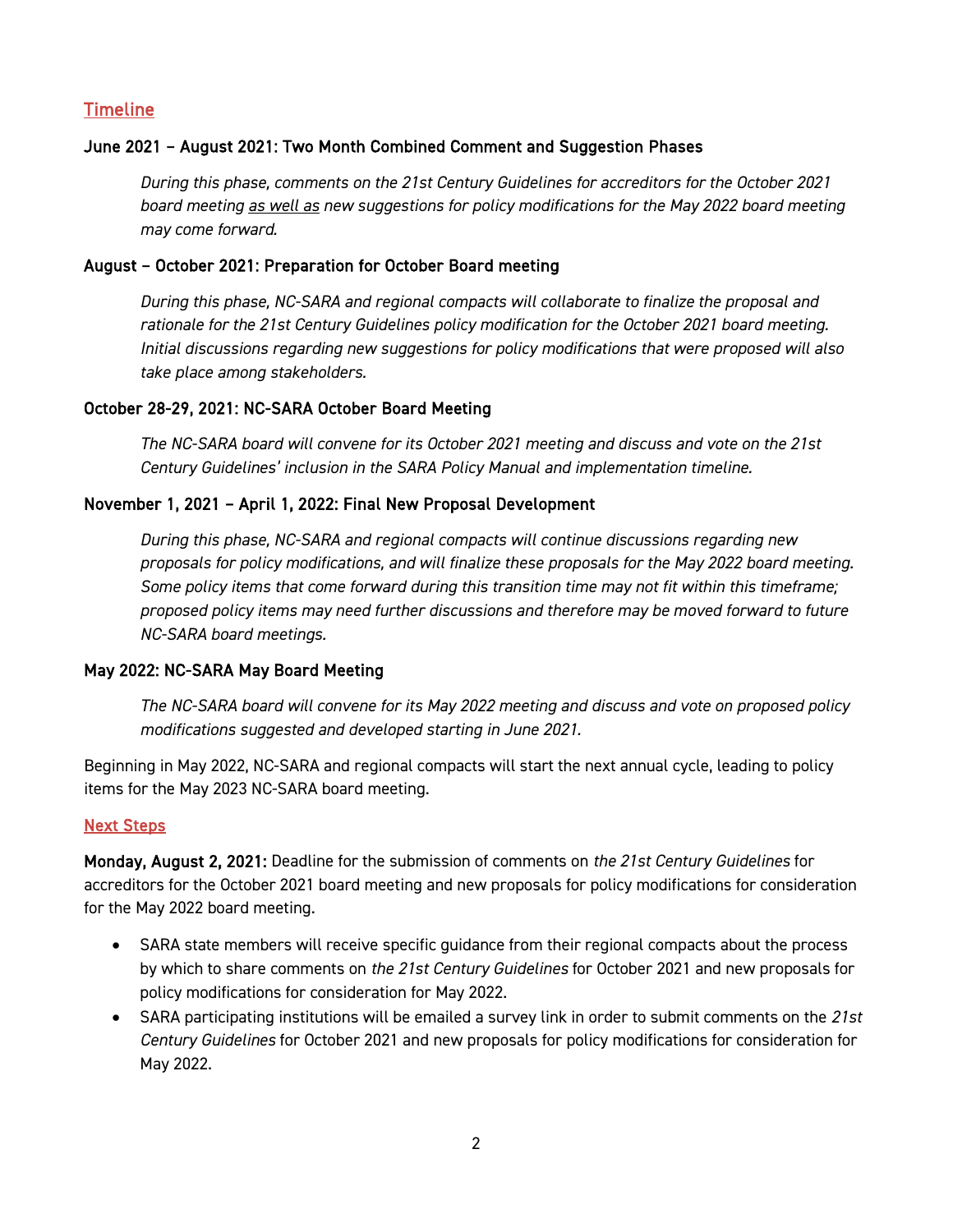## Timeline

### June 2021 – August 2021: Two Month Combined Comment and Suggestion Phases

*During this phase, comments on the 21st Century Guidelines for accreditors for the October 2021 board meeting as well as new suggestions for policy modifications for the May 2022 board meeting may come forward.*

### August – October 2021: Preparation for October Board meeting

*During this phase, NC-SARA and regional compacts will collaborate to finalize the proposal and rationale for the 21st Century Guidelines policy modification for the October 2021 board meeting. Initial discussions regarding new suggestions for policy modifications that were proposed will also take place among stakeholders.*

### October 28-29, 2021: NC-SARA October Board Meeting

*The NC-SARA board will convene for its October 2021 meeting and discuss and vote on the 21st Century Guidelines' inclusion in the SARA Policy Manual and implementation timeline.*

### November 1, 2021 – April 1, 2022: Final New Proposal Development

*During this phase, NC-SARA and regional compacts will continue discussions regarding new proposals for policy modifications, and will finalize these proposals for the May 2022 board meeting. Some policy items that come forward during this transition time may not fit within this timeframe; proposed policy items may need further discussions and therefore may be moved forward to future NC-SARA board meetings.*

### May 2022: NC-SARA May Board Meeting

*The NC-SARA board will convene for its May 2022 meeting and discuss and vote on proposed policy modifications suggested and developed starting in June 2021.*

Beginning in May 2022, NC-SARA and regional compacts will start the next annual cycle, leading to policy items for the May 2023 NC-SARA board meeting.

## Next Steps

**Monday, August 2, 2021:** Deadline for the submission of comments on *the 21st Century Guidelines* for accreditors for the October 2021 board meeting and new proposals for policy modifications for consideration for the May 2022 board meeting.

- SARA state members will receive specific guidance from their regional compacts about the process by which to share comments on *the 21st Century Guidelines* for October 2021 and new proposals for policy modifications for consideration for May 2022.
- SARA participating institutions will be emailed a survey link in order to submit comments on the *21st Century Guidelines* for October 2021 and new proposals for policy modifications for consideration for May 2022.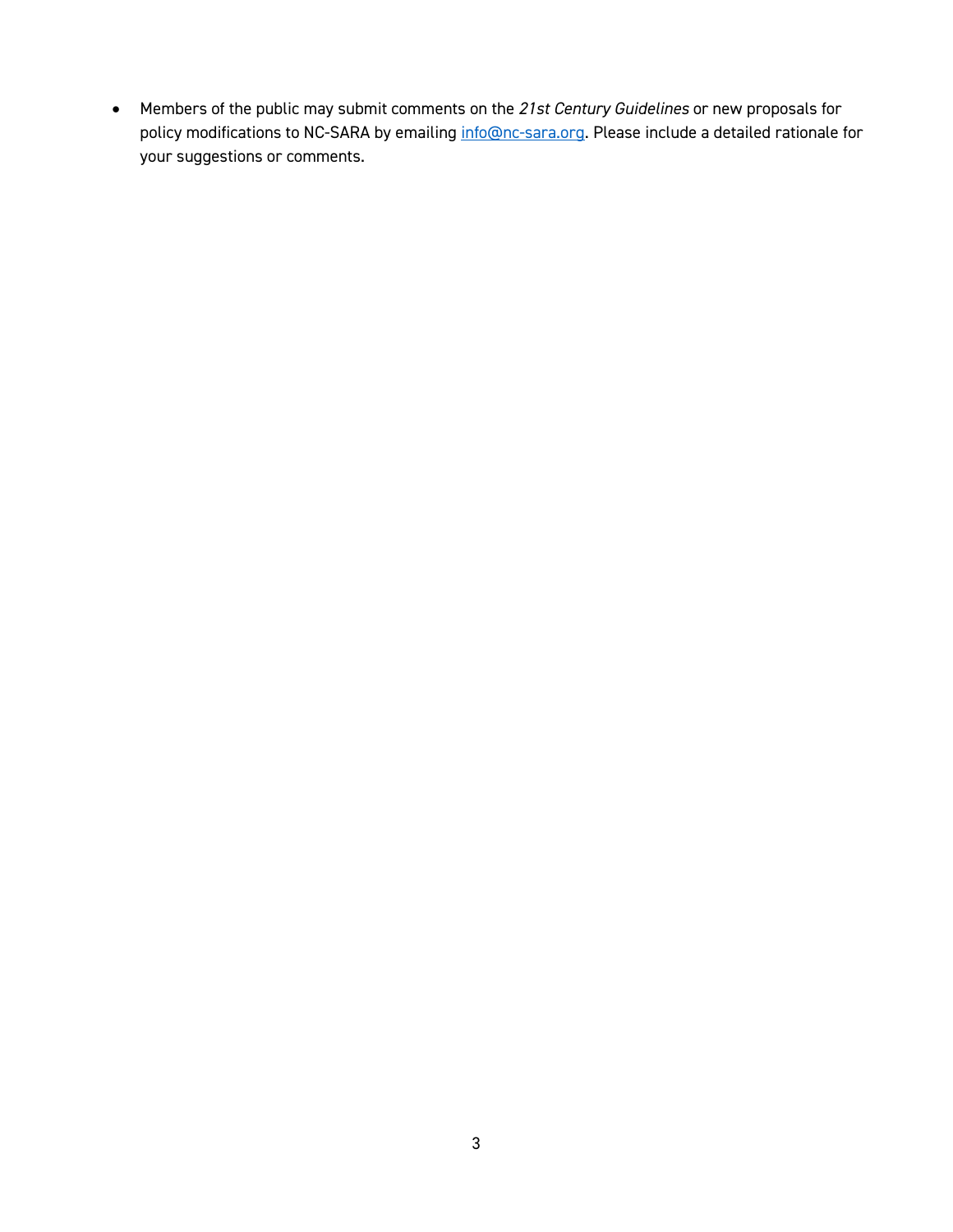- Members of the public may submit comments on the *21st Century Guidelines* or new proposals for policy modifications to NC-SARA by emailing info@nc-sara.org. Please include a detailed rationale for your suggestions or comments.